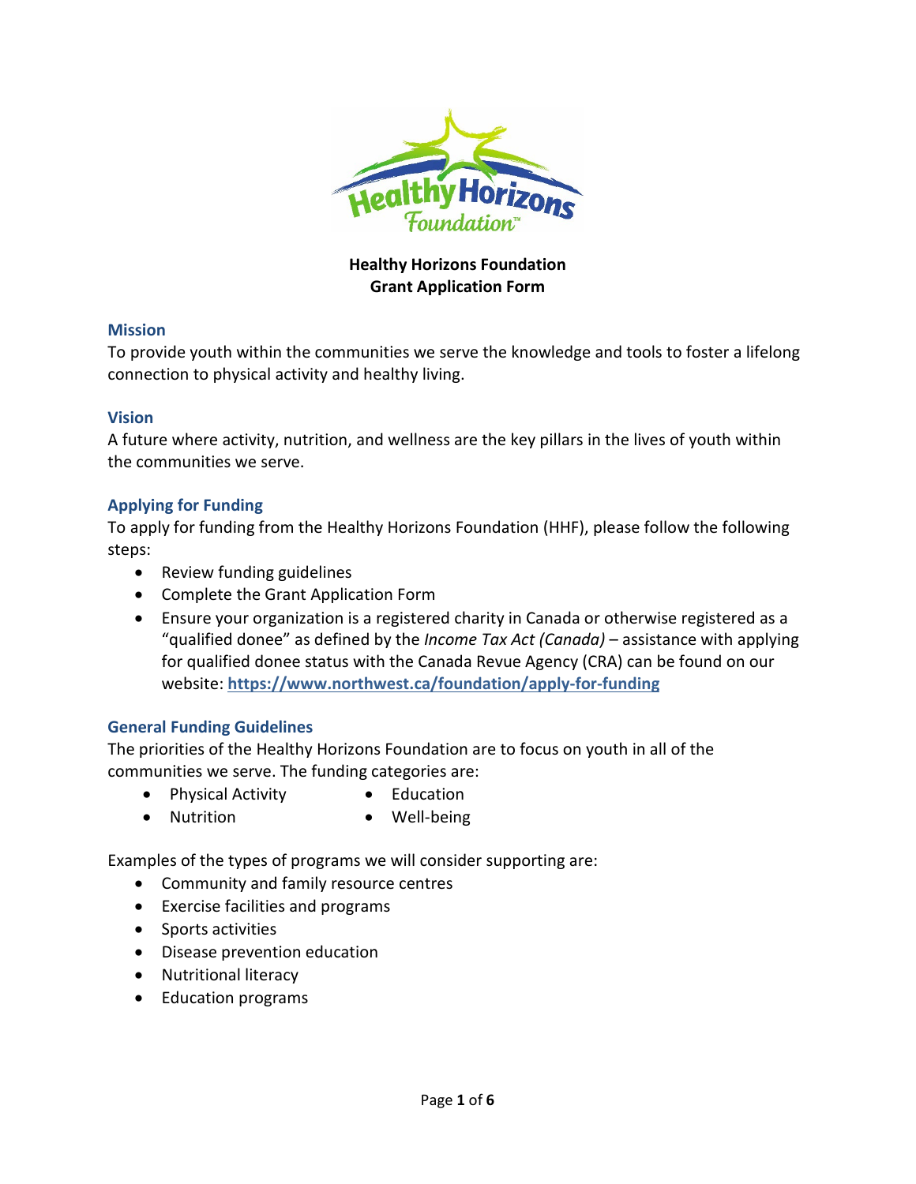# Healthy Horizons Foundation
# Grant Application Form

## Mission

To provide youth within the communities we serve the knowledge and tools to foster a lifelong connection to physical activity and healthy living.

## Vision

A future where activity, nutrition, and wellness are the key pillars in the lives of youth within the communities we serve.

## Applying for Funding

To apply for funding from the Healthy Horizons Foundation (HHF), please follow the following steps:

- Review funding guidelines
- Complete the Grant Application Form
- Ensure your organization is a registered charity in Canada or otherwise registered as a "qualified donee" as defined by the *Income Tax Act (Canada)* – assistance with applying for qualified donee status with the Canada Revue Agency (CRA) can be found on our website: **https://www.northwest.ca/foundation/apply-for-funding**

## General Funding Guidelines

The priorities of the Healthy Horizons Foundation are to focus on youth in all of the communities we serve. The funding categories are:

- Physical Activity
- Nutrition
- Education
- Well-being

Examples of the types of programs we will consider supporting are:

- Community and family resource centres
- Exercise facilities and programs
- Sports activities
- Disease prevention education
- Nutritional literacy
- Education programs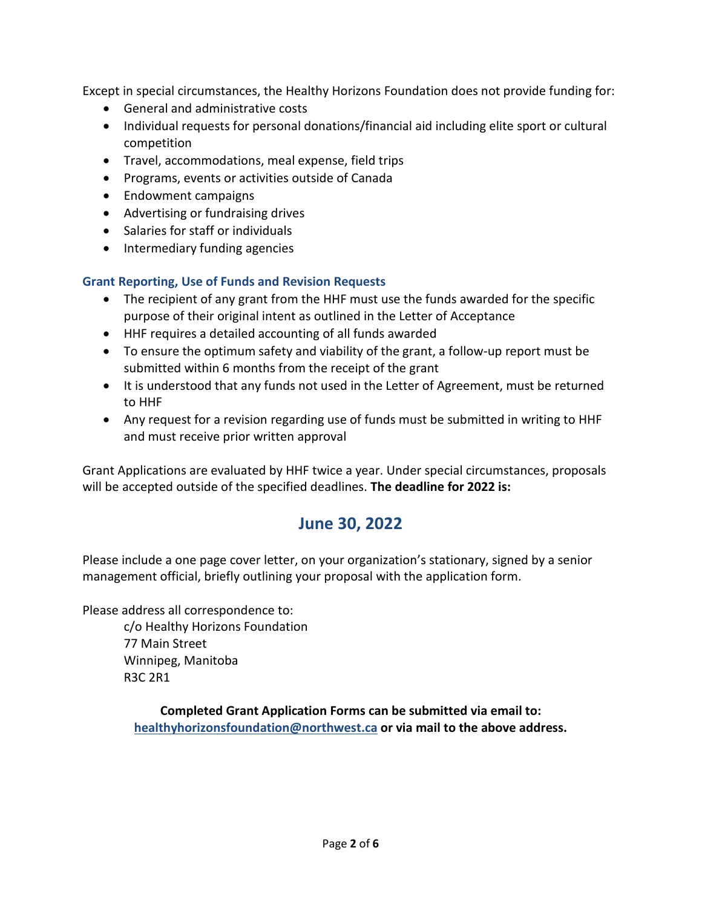Except in special circumstances, the Healthy Horizons Foundation does not provide funding for:

- General and administrative costs
- Individual requests for personal donations/financial aid including elite sport or cultural competition
- Travel, accommodations, meal expense, field trips
- Programs, events or activities outside of Canada
- Endowment campaigns
- Advertising or fundraising drives
- Salaries for staff or individuals
- Intermediary funding agencies

### Grant Reporting, Use of Funds and Revision Requests

- The recipient of any grant from the HHF must use the funds awarded for the specific purpose of their original intent as outlined in the Letter of Acceptance
- HHF requires a detailed accounting of all funds awarded
- To ensure the optimum safety and viability of the grant, a follow-up report must be submitted within 6 months from the receipt of the grant
- It is understood that any funds not used in the Letter of Agreement, must be returned to HHF
- Any request for a revision regarding use of funds must be submitted in writing to HHF and must receive prior written approval

Grant Applications are evaluated by HHF twice a year. Under special circumstances, proposals will be accepted outside of the specified deadlines. **The deadline for 2022 is:**

## June 30, 2022

Please include a one page cover letter, on your organization's stationary, signed by a senior management official, briefly outlining your proposal with the application form.

Please address all correspondence to:

c/o Healthy Horizons Foundation
77 Main Street
Winnipeg, Manitoba
R3C 2R1

**Completed Grant Application Forms can be submitted via email to: healthyhorizonsfoundation@northwest.ca or via mail to the above address.**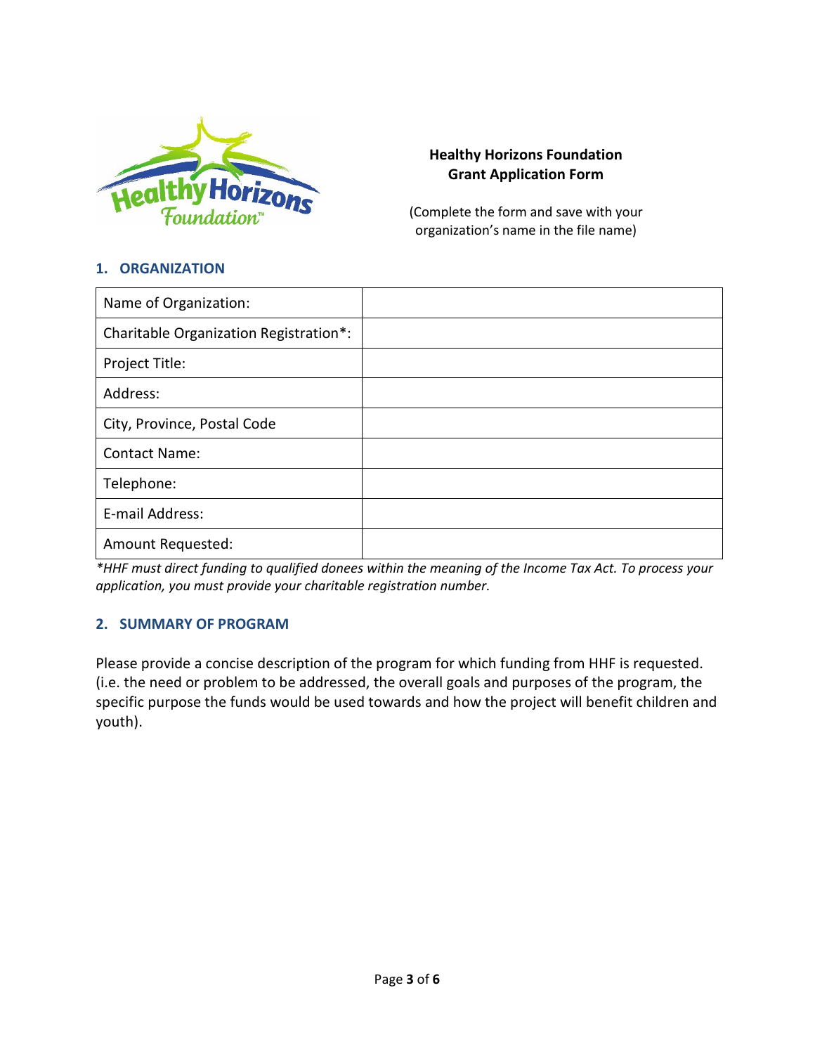**Healthy Horizons Foundation**
**Grant Application Form**

(Complete the form and save with your organization's name in the file name)

## 1. ORGANIZATION

| Name of Organization: | |
|---|---|
| Charitable Organization Registration*: | |
| Project Title: | |
| Address: | |
| City, Province, Postal Code | |
| Contact Name: | |
| Telephone: | |
| E-mail Address: | |
| Amount Requested: | |

*\*HHF must direct funding to qualified donees within the meaning of the Income Tax Act. To process your application, you must provide your charitable registration number.*

## 2. SUMMARY OF PROGRAM

Please provide a concise description of the program for which funding from HHF is requested. (i.e. the need or problem to be addressed, the overall goals and purposes of the program, the specific purpose the funds would be used towards and how the project will benefit children and youth).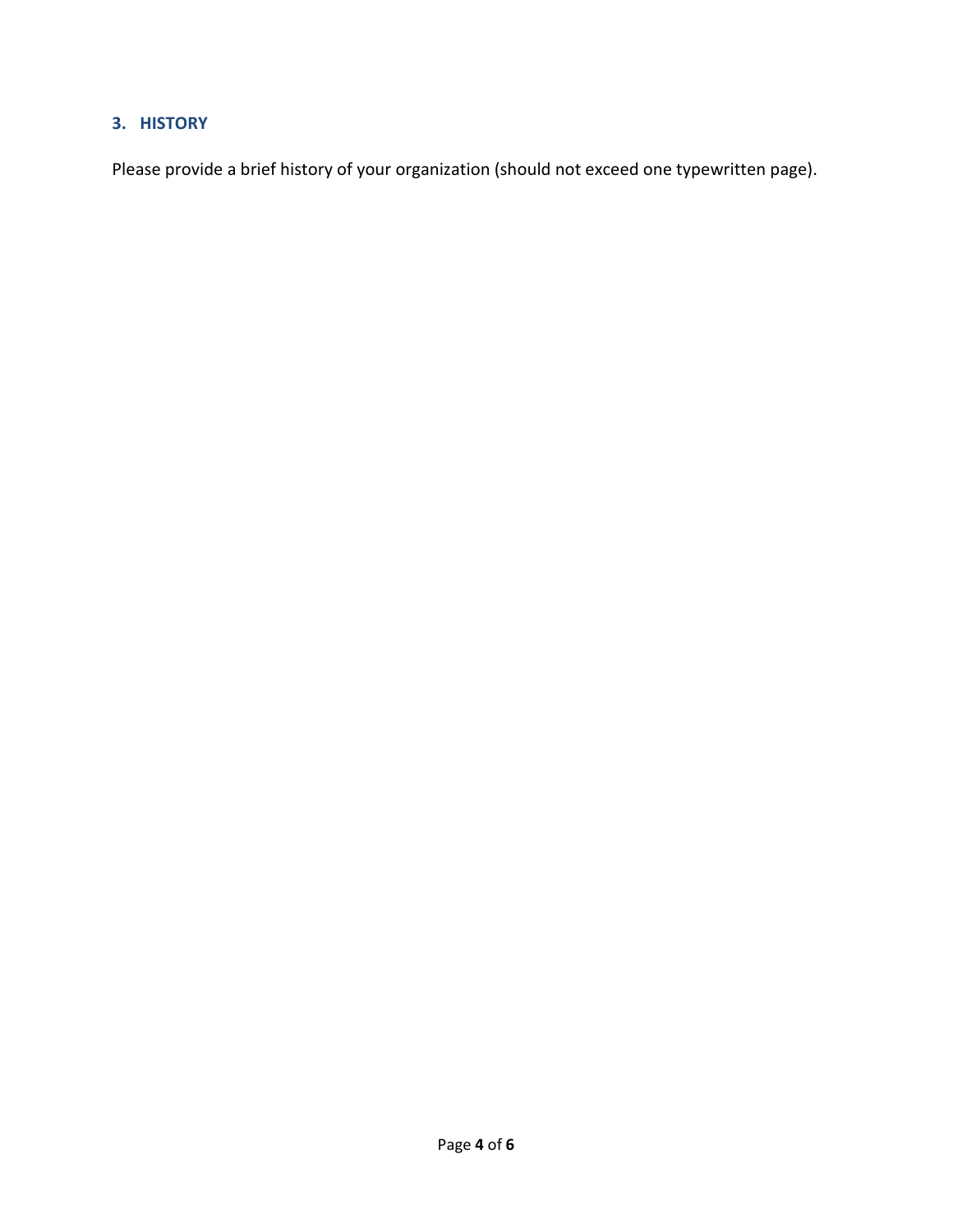## 3. HISTORY

Please provide a brief history of your organization (should not exceed one typewritten page).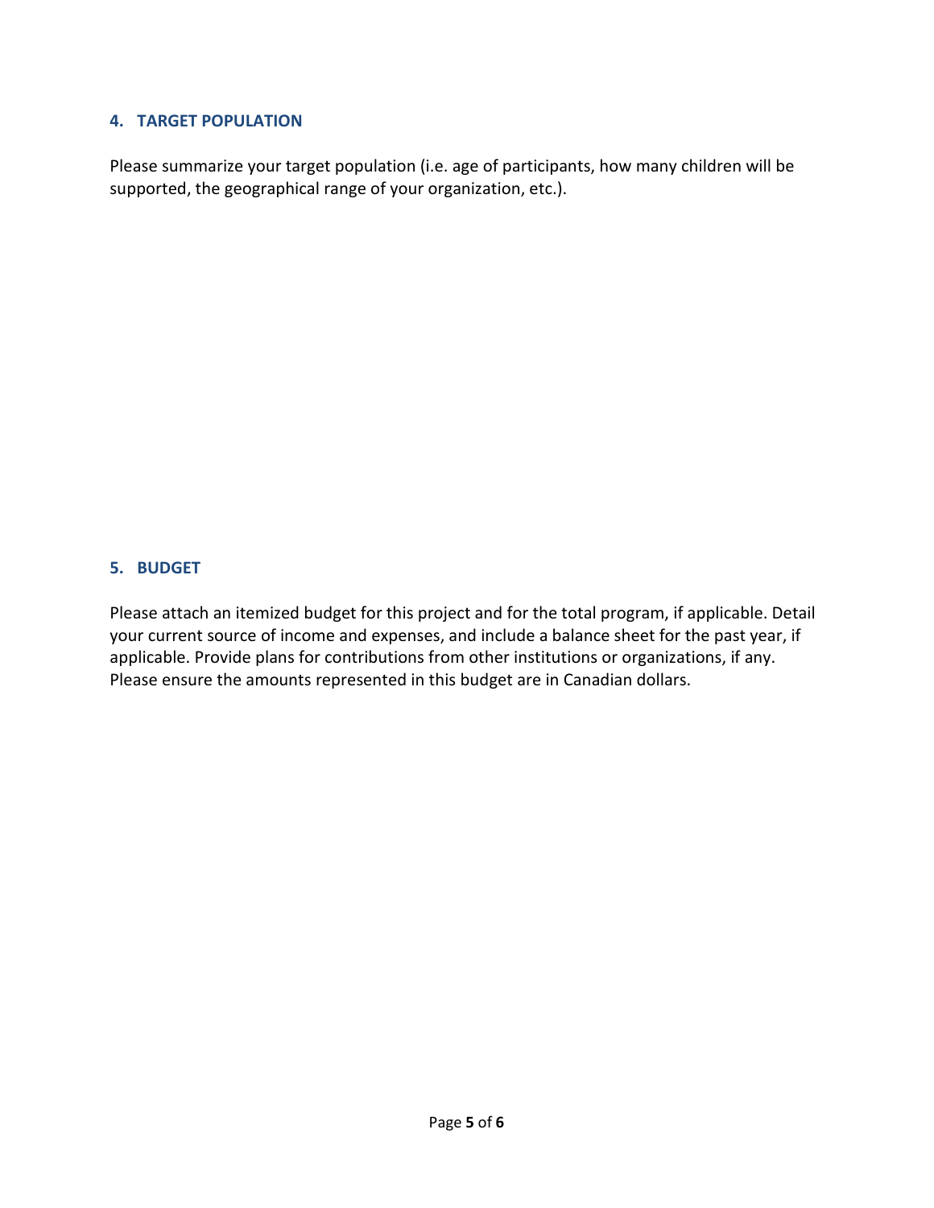## 4. TARGET POPULATION

Please summarize your target population (i.e. age of participants, how many children will be supported, the geographical range of your organization, etc.).

## 5. BUDGET

Please attach an itemized budget for this project and for the total program, if applicable. Detail your current source of income and expenses, and include a balance sheet for the past year, if applicable. Provide plans for contributions from other institutions or organizations, if any. Please ensure the amounts represented in this budget are in Canadian dollars.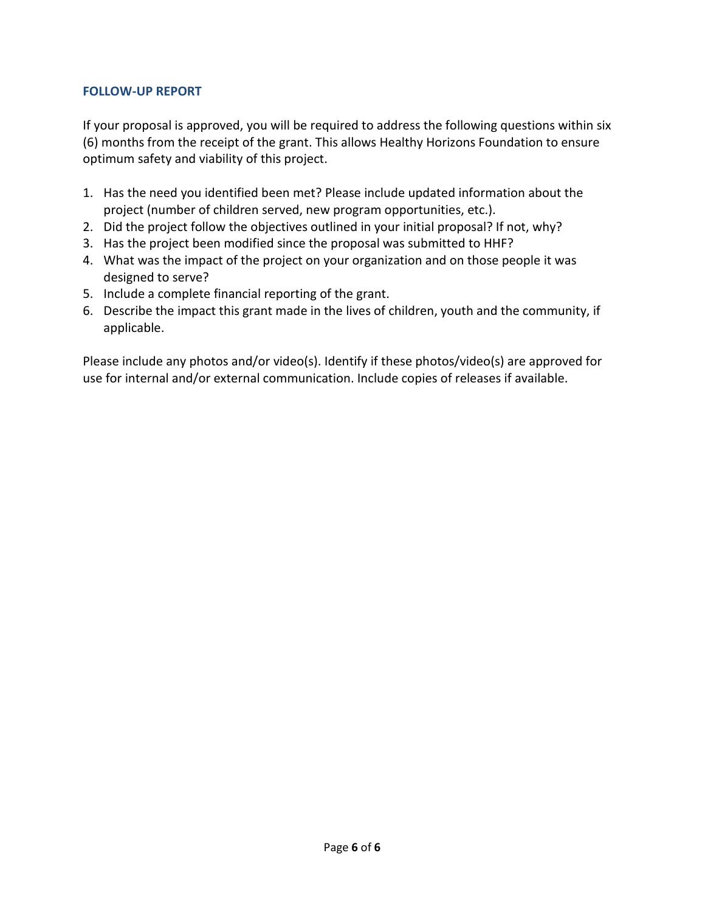### FOLLOW-UP REPORT

If your proposal is approved, you will be required to address the following questions within six (6) months from the receipt of the grant. This allows Healthy Horizons Foundation to ensure optimum safety and viability of this project.

1. Has the need you identified been met? Please include updated information about the project (number of children served, new program opportunities, etc.).
2. Did the project follow the objectives outlined in your initial proposal? If not, why?
3. Has the project been modified since the proposal was submitted to HHF?
4. What was the impact of the project on your organization and on those people it was designed to serve?
5. Include a complete financial reporting of the grant.
6. Describe the impact this grant made in the lives of children, youth and the community, if applicable.

Please include any photos and/or video(s). Identify if these photos/video(s) are approved for use for internal and/or external communication. Include copies of releases if available.